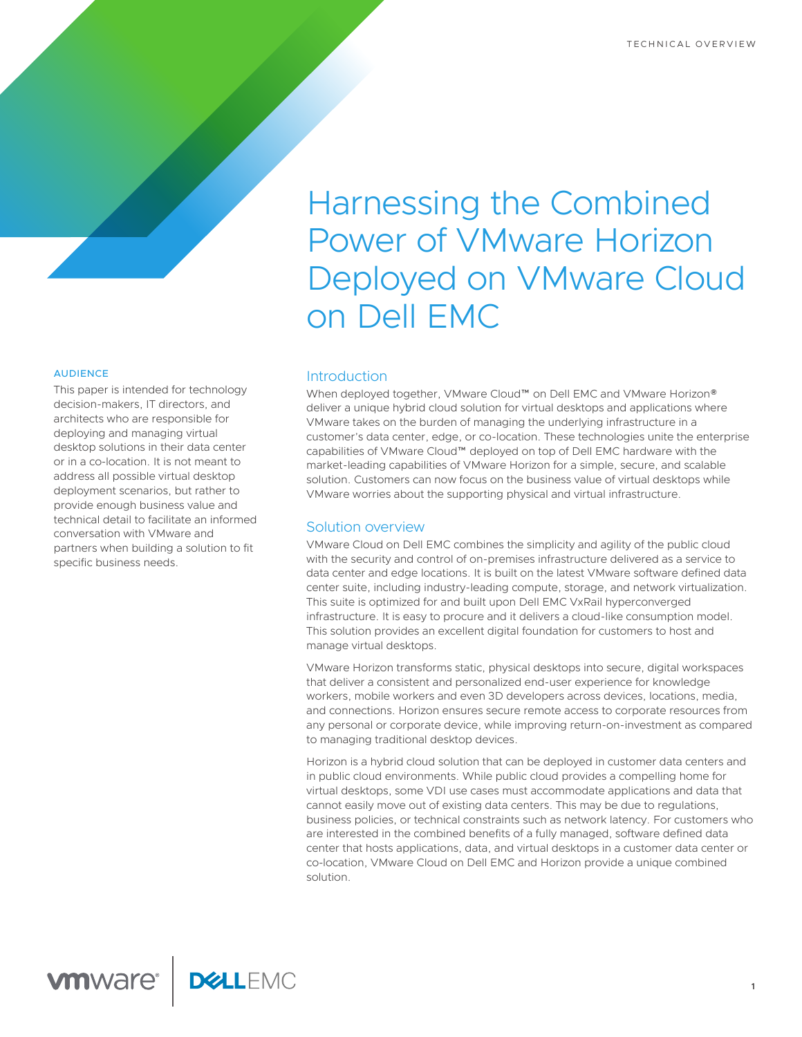TECHNICAL OVERVIEW

# Harnessing the Combined Power of VMware Horizon Deployed on VMware Cloud on Dell EMC

**AUDIENCE**

This paper is intended for technology decision-makers, IT directors, and architects who are responsible for deploying and managing virtual desktop solutions in their data center or in a co-location. It is not meant to address all possible virtual desktop deployment scenarios, but rather to provide enough business value and technical detail to facilitate an informed conversation with VMware and partners when building a solution to fit specific business needs.

## Introduction

When deployed together, VMware Cloud™ on Dell EMC and VMware Horizon® deliver a unique hybrid cloud solution for virtual desktops and applications where VMware takes on the burden of managing the underlying infrastructure in a customer's data center, edge, or co-location. These technologies unite the enterprise capabilities of VMware Cloud™ deployed on top of Dell EMC hardware with the market-leading capabilities of VMware Horizon for a simple, secure, and scalable solution. Customers can now focus on the business value of virtual desktops while VMware worries about the supporting physical and virtual infrastructure.

## Solution overview

VMware Cloud on Dell EMC combines the simplicity and agility of the public cloud with the security and control of on-premises infrastructure delivered as a service to data center and edge locations. It is built on the latest VMware software defined data center suite, including industry-leading compute, storage, and network virtualization. This suite is optimized for and built upon Dell EMC VxRail hyperconverged infrastructure. It is easy to procure and it delivers a cloud-like consumption model. This solution provides an excellent digital foundation for customers to host and manage virtual desktops.

VMware Horizon transforms static, physical desktops into secure, digital workspaces that deliver a consistent and personalized end-user experience for knowledge workers, mobile workers and even 3D developers across devices, locations, media, and connections. Horizon ensures secure remote access to corporate resources from any personal or corporate device, while improving return-on-investment as compared to managing traditional desktop devices.

Horizon is a hybrid cloud solution that can be deployed in customer data centers and in public cloud environments. While public cloud provides a compelling home for virtual desktops, some VDI use cases must accommodate applications and data that cannot easily move out of existing data centers. This may be due to regulations, business policies, or technical constraints such as network latency. For customers who are interested in the combined benefits of a fully managed, software defined data center that hosts applications, data, and virtual desktops in a customer data center or co-location, VMware Cloud on Dell EMC and Horizon provide a unique combined solution.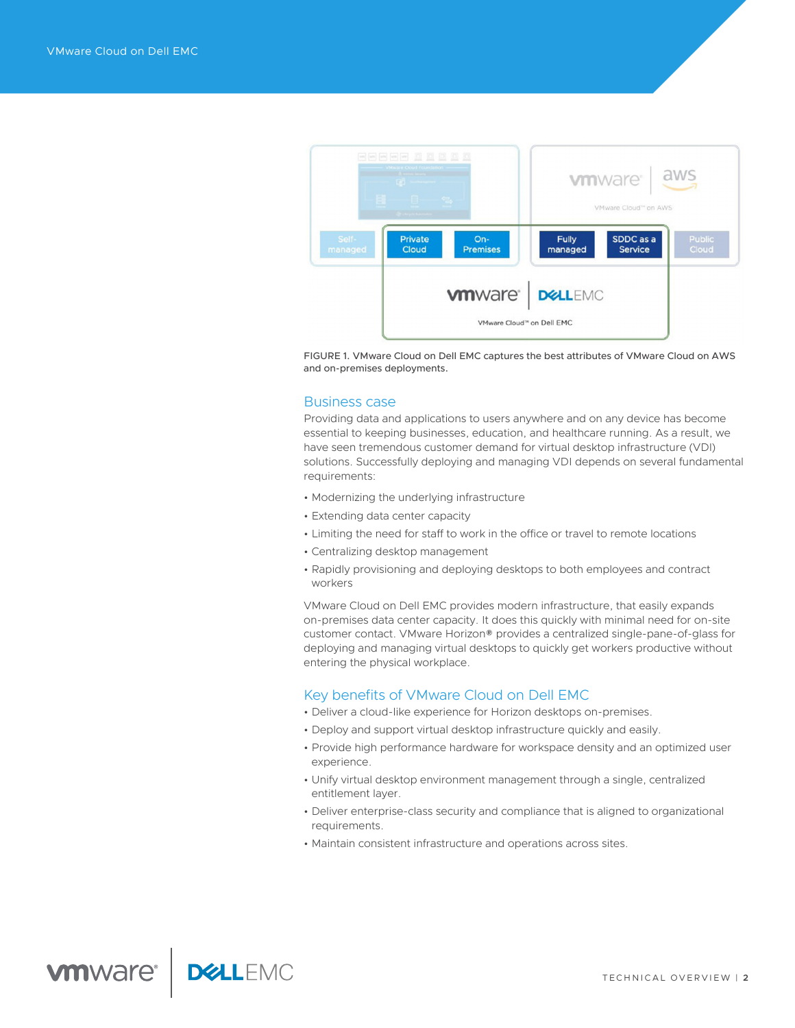FIGURE 1. VMware Cloud on Dell EMC captures the best attributes of VMware Cloud on AWS and on-premises deployments.

## Business case

Providing data and applications to users anywhere and on any device has become essential to keeping businesses, education, and healthcare running. As a result, we have seen tremendous customer demand for virtual desktop infrastructure (VDI) solutions. Successfully deploying and managing VDI depends on several fundamental requirements:

- Modernizing the underlying infrastructure
- Extending data center capacity
- Limiting the need for staff to work in the office or travel to remote locations
- Centralizing desktop management
- Rapidly provisioning and deploying desktops to both employees and contract workers

VMware Cloud on Dell EMC provides modern infrastructure, that easily expands on-premises data center capacity. It does this quickly with minimal need for on-site customer contact. VMware Horizon® provides a centralized single-pane-of-glass for deploying and managing virtual desktops to quickly get workers productive without entering the physical workplace.

## Key benefits of VMware Cloud on Dell EMC

- Deliver a cloud-like experience for Horizon desktops on-premises.
- Deploy and support virtual desktop infrastructure quickly and easily.
- Provide high performance hardware for workspace density and an optimized user experience.
- Unify virtual desktop environment management through a single, centralized entitlement layer.
- Deliver enterprise-class security and compliance that is aligned to organizational requirements.
- Maintain consistent infrastructure and operations across sites.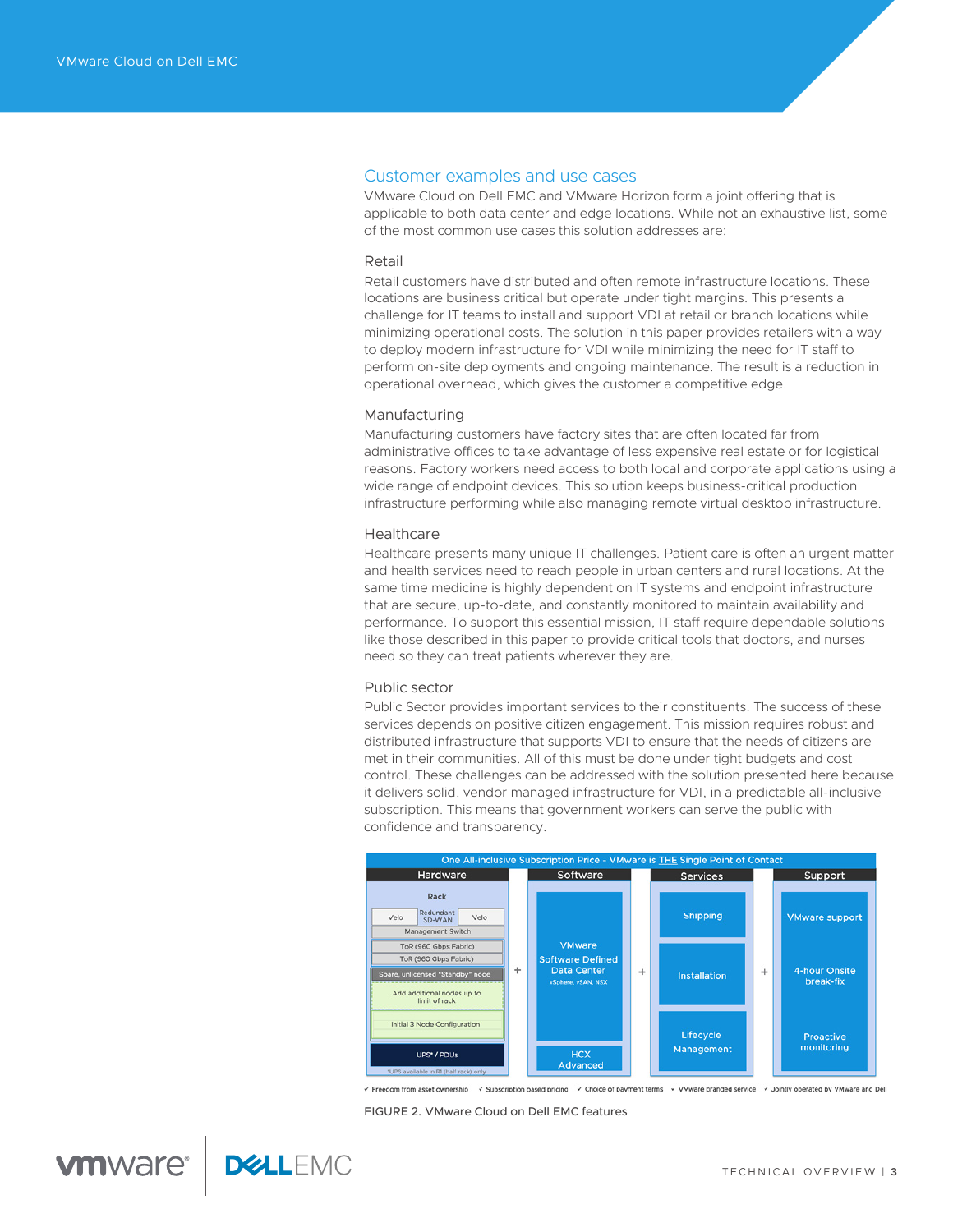## Customer examples and use cases

VMware Cloud on Dell EMC and VMware Horizon form a joint offering that is applicable to both data center and edge locations. While not an exhaustive list, some of the most common use cases this solution addresses are:

### Retail

Retail customers have distributed and often remote infrastructure locations. These locations are business critical but operate under tight margins. This presents a challenge for IT teams to install and support VDI at retail or branch locations while minimizing operational costs. The solution in this paper provides retailers with a way to deploy modern infrastructure for VDI while minimizing the need for IT staff to perform on-site deployments and ongoing maintenance. The result is a reduction in operational overhead, which gives the customer a competitive edge.

### Manufacturing

Manufacturing customers have factory sites that are often located far from administrative offices to take advantage of less expensive real estate or for logistical reasons. Factory workers need access to both local and corporate applications using a wide range of endpoint devices. This solution keeps business-critical production infrastructure performing while also managing remote virtual desktop infrastructure.

### Healthcare

Healthcare presents many unique IT challenges. Patient care is often an urgent matter and health services need to reach people in urban centers and rural locations. At the same time medicine is highly dependent on IT systems and endpoint infrastructure that are secure, up-to-date, and constantly monitored to maintain availability and performance. To support this essential mission, IT staff require dependable solutions like those described in this paper to provide critical tools that doctors, and nurses need so they can treat patients wherever they are.

### Public sector

Public Sector provides important services to their constituents. The success of these services depends on positive citizen engagement. This mission requires robust and distributed infrastructure that supports VDI to ensure that the needs of citizens are met in their communities. All of this must be done under tight budgets and cost control. These challenges can be addressed with the solution presented here because it delivers solid, vendor managed infrastructure for VDI, in a predictable all-inclusive subscription. This means that government workers can serve the public with confidence and transparency.

One All-inclusive Subscription Price - VMware is THE Single Point of Contact

| Hardware | | Software | | Services | | Support |
|---|---|---|---|---|---|---|
| Rack: Velo / Redundant SD-WAN / Velo; Management Switch; ToR (960 Gbps Fabric); ToR (960 Gbps Fabric); Spare, unlicensed "Standby" node; Add additional nodes up to limit of rack; Initial 3 Node Configuration; UPS* / PDUs | + | VMware Software Defined Data Center (vSphere, vSAN, NSX); HCX Advanced | + | Shipping; Installation; Lifecycle Management | + | VMware support; 4-hour Onsite break-fix; Proactive monitoring |

*UPS available in R1 (half rack) only

✓ Freedom from asset ownership ✓ Subscription based pricing ✓ Choice of payment terms ✓ VMware branded service ✓ Jointly operated by VMware and Dell

FIGURE 2. VMware Cloud on Dell EMC features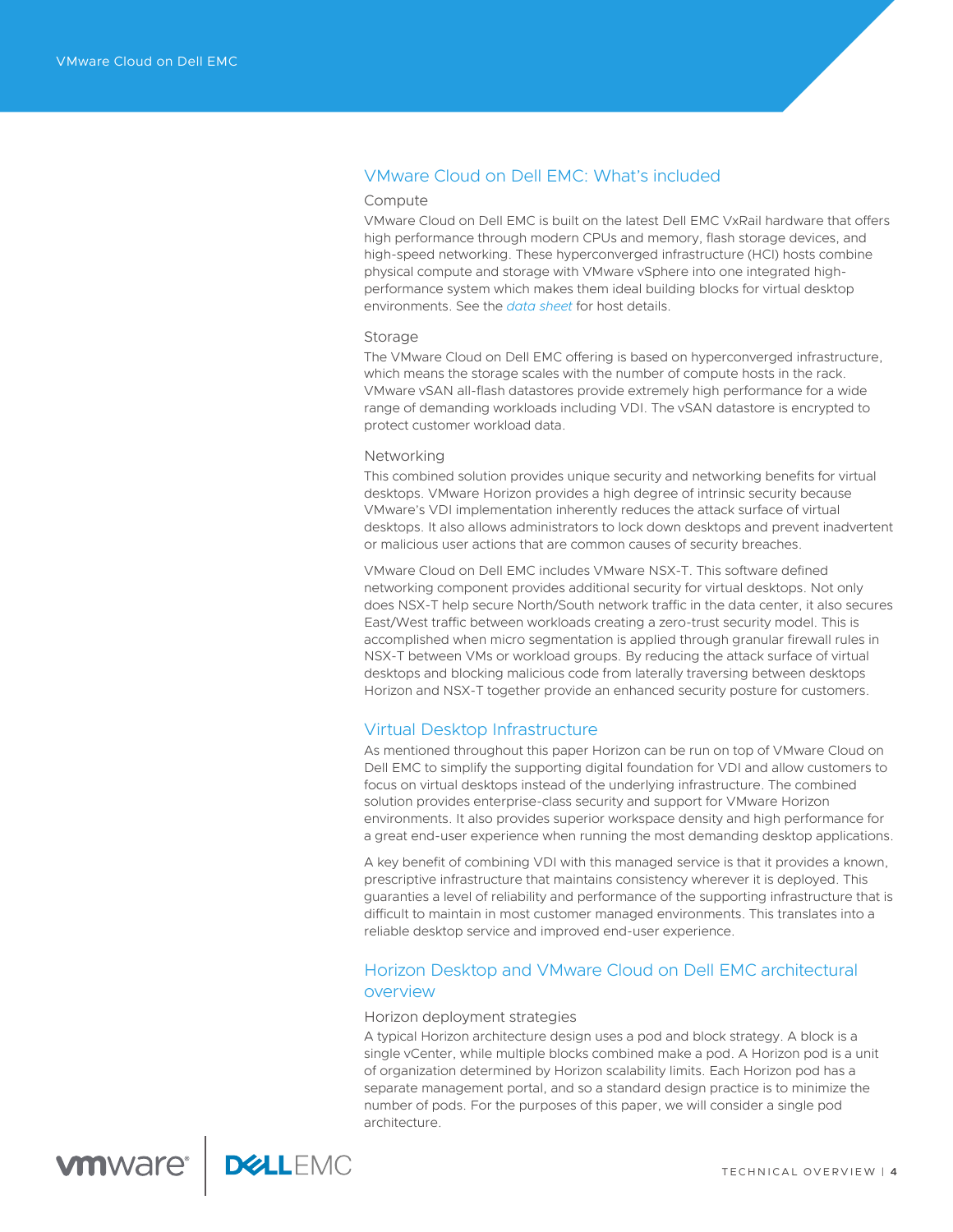## VMware Cloud on Dell EMC: What's included

### Compute

VMware Cloud on Dell EMC is built on the latest Dell EMC VxRail hardware that offers high performance through modern CPUs and memory, flash storage devices, and high-speed networking. These hyperconverged infrastructure (HCI) hosts combine physical compute and storage with VMware vSphere into one integrated high-performance system which makes them ideal building blocks for virtual desktop environments. See the *data sheet* for host details.

### Storage

The VMware Cloud on Dell EMC offering is based on hyperconverged infrastructure, which means the storage scales with the number of compute hosts in the rack. VMware vSAN all-flash datastores provide extremely high performance for a wide range of demanding workloads including VDI. The vSAN datastore is encrypted to protect customer workload data.

### Networking

This combined solution provides unique security and networking benefits for virtual desktops. VMware Horizon provides a high degree of intrinsic security because VMware's VDI implementation inherently reduces the attack surface of virtual desktops. It also allows administrators to lock down desktops and prevent inadvertent or malicious user actions that are common causes of security breaches.

VMware Cloud on Dell EMC includes VMware NSX-T. This software defined networking component provides additional security for virtual desktops. Not only does NSX-T help secure North/South network traffic in the data center, it also secures East/West traffic between workloads creating a zero-trust security model. This is accomplished when micro segmentation is applied through granular firewall rules in NSX-T between VMs or workload groups. By reducing the attack surface of virtual desktops and blocking malicious code from laterally traversing between desktops Horizon and NSX-T together provide an enhanced security posture for customers.

## Virtual Desktop Infrastructure

As mentioned throughout this paper Horizon can be run on top of VMware Cloud on Dell EMC to simplify the supporting digital foundation for VDI and allow customers to focus on virtual desktops instead of the underlying infrastructure. The combined solution provides enterprise-class security and support for VMware Horizon environments. It also provides superior workspace density and high performance for a great end-user experience when running the most demanding desktop applications.

A key benefit of combining VDI with this managed service is that it provides a known, prescriptive infrastructure that maintains consistency wherever it is deployed. This guarantees a level of reliability and performance of the supporting infrastructure that is difficult to maintain in most customer managed environments. This translates into a reliable desktop service and improved end-user experience.

## Horizon Desktop and VMware Cloud on Dell EMC architectural overview

### Horizon deployment strategies

A typical Horizon architecture design uses a pod and block strategy. A block is a single vCenter, while multiple blocks combined make a pod. A Horizon pod is a unit of organization determined by Horizon scalability limits. Each Horizon pod has a separate management portal, and so a standard design practice is to minimize the number of pods. For the purposes of this paper, we will consider a single pod architecture.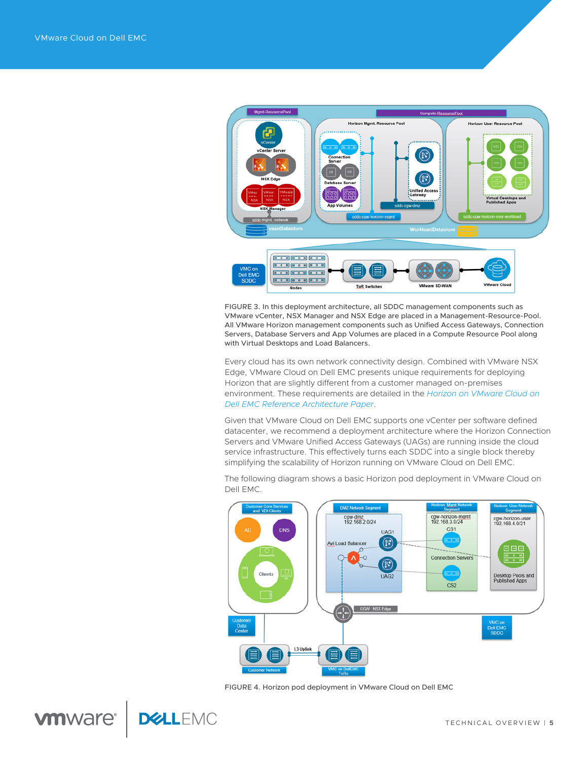FIGURE 3. In this deployment architecture, all SDDC management components such as VMware vCenter, NSX Manager and NSX Edge are placed in a Management-Resource-Pool. All VMware Horizon management components such as Unified Access Gateways, Connection Servers, Database Servers and App Volumes are placed in a Compute Resource Pool along with Virtual Desktops and Load Balancers.

Every cloud has its own network connectivity design. Combined with VMware NSX Edge, VMware Cloud on Dell EMC presents unique requirements for deploying Horizon that are slightly different from a customer managed on-premises environment. These requirements are detailed in the *Horizon on VMware Cloud on Dell EMC Reference Architecture Paper*.

Given that VMware Cloud on Dell EMC supports one vCenter per software defined datacenter, we recommend a deployment architecture where the Horizon Connection Servers and VMware Unified Access Gateways (UAGs) are running inside the cloud service infrastructure. This effectively turns each SDDC into a single block thereby simplifying the scalability of Horizon running on VMware Cloud on Dell EMC.

The following diagram shows a basic Horizon pod deployment in VMware Cloud on Dell EMC.

FIGURE 4. Horizon pod deployment in VMware Cloud on Dell EMC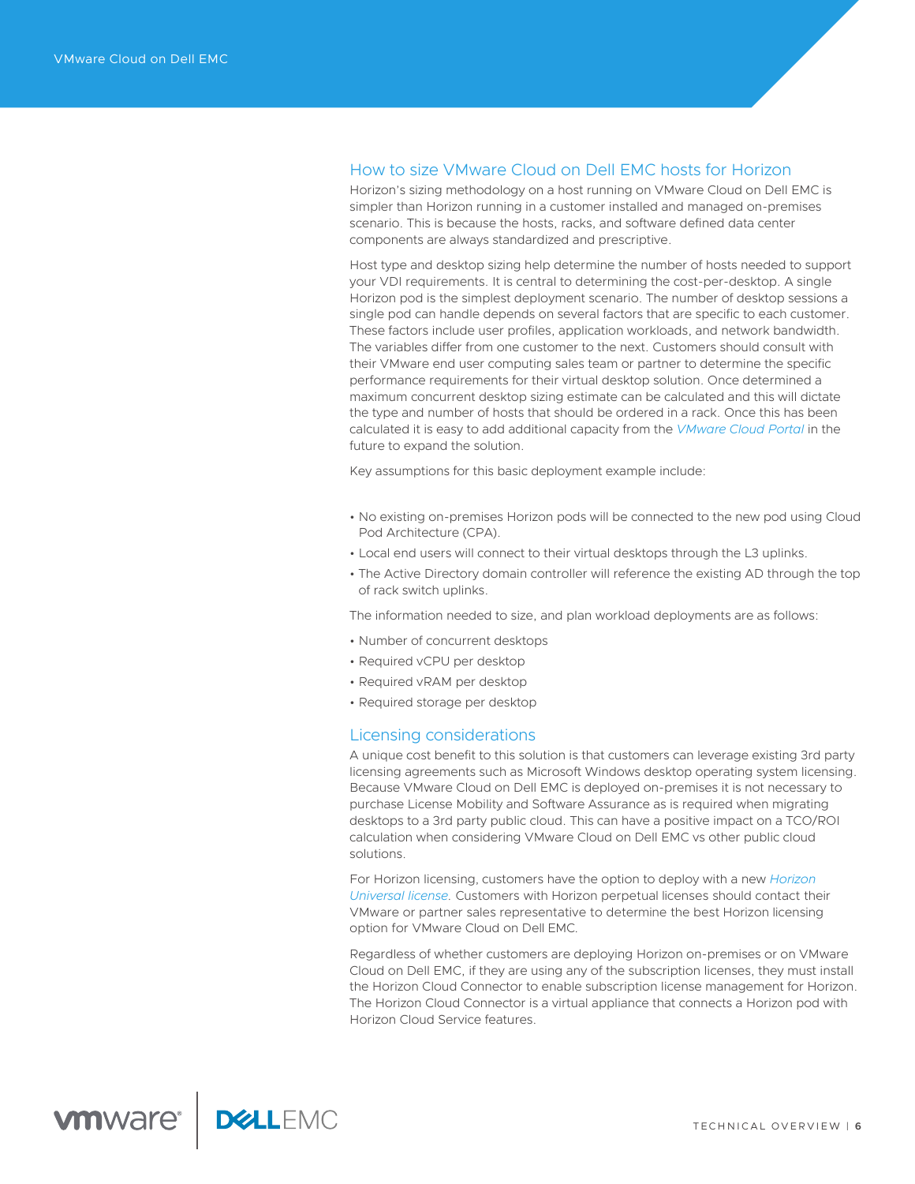## How to size VMware Cloud on Dell EMC hosts for Horizon

Horizon's sizing methodology on a host running on VMware Cloud on Dell EMC is simpler than Horizon running in a customer installed and managed on-premises scenario. This is because the hosts, racks, and software defined data center components are always standardized and prescriptive.

Host type and desktop sizing help determine the number of hosts needed to support your VDI requirements. It is central to determining the cost-per-desktop. A single Horizon pod is the simplest deployment scenario. The number of desktop sessions a single pod can handle depends on several factors that are specific to each customer. These factors include user profiles, application workloads, and network bandwidth. The variables differ from one customer to the next. Customers should consult with their VMware end user computing sales team or partner to determine the specific performance requirements for their virtual desktop solution. Once determined a maximum concurrent desktop sizing estimate can be calculated and this will dictate the type and number of hosts that should be ordered in a rack. Once this has been calculated it is easy to add additional capacity from the *VMware Cloud Portal* in the future to expand the solution.

Key assumptions for this basic deployment example include:

- No existing on-premises Horizon pods will be connected to the new pod using Cloud Pod Architecture (CPA).
- Local end users will connect to their virtual desktops through the L3 uplinks.
- The Active Directory domain controller will reference the existing AD through the top of rack switch uplinks.

The information needed to size, and plan workload deployments are as follows:

- Number of concurrent desktops
- Required vCPU per desktop
- Required vRAM per desktop
- Required storage per desktop

## Licensing considerations

A unique cost benefit to this solution is that customers can leverage existing 3rd party licensing agreements such as Microsoft Windows desktop operating system licensing. Because VMware Cloud on Dell EMC is deployed on-premises it is not necessary to purchase License Mobility and Software Assurance as is required when migrating desktops to a 3rd party public cloud. This can have a positive impact on a TCO/ROI calculation when considering VMware Cloud on Dell EMC vs other public cloud solutions.

For Horizon licensing, customers have the option to deploy with a new *Horizon Universal license*. Customers with Horizon perpetual licenses should contact their VMware or partner sales representative to determine the best Horizon licensing option for VMware Cloud on Dell EMC.

Regardless of whether customers are deploying Horizon on-premises or on VMware Cloud on Dell EMC, if they are using any of the subscription licenses, they must install the Horizon Cloud Connector to enable subscription license management for Horizon. The Horizon Cloud Connector is a virtual appliance that connects a Horizon pod with Horizon Cloud Service features.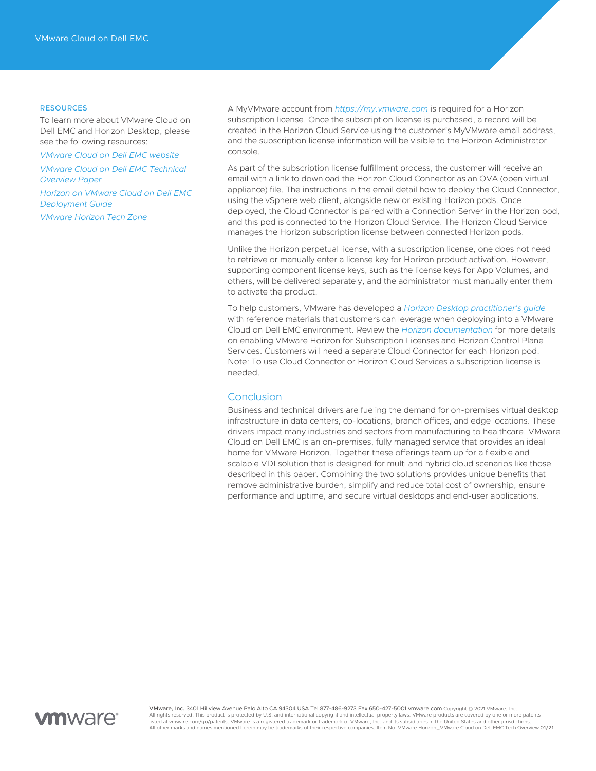RESOURCES

To learn more about VMware Cloud on Dell EMC and Horizon Desktop, please see the following resources:

*VMware Cloud on Dell EMC website*

*VMware Cloud on Dell EMC Technical Overview Paper*

*Horizon on VMware Cloud on Dell EMC Deployment Guide*

*VMware Horizon Tech Zone*

A MyVMware account from *https://my.vmware.com* is required for a Horizon subscription license. Once the subscription license is purchased, a record will be created in the Horizon Cloud Service using the customer's MyVMware email address, and the subscription license information will be visible to the Horizon Administrator console.

As part of the subscription license fulfillment process, the customer will receive an email with a link to download the Horizon Cloud Connector as an OVA (open virtual appliance) file. The instructions in the email detail how to deploy the Cloud Connector, using the vSphere web client, alongside new or existing Horizon pods. Once deployed, the Cloud Connector is paired with a Connection Server in the Horizon pod, and this pod is connected to the Horizon Cloud Service. The Horizon Cloud Service manages the Horizon subscription license between connected Horizon pods.

Unlike the Horizon perpetual license, with a subscription license, one does not need to retrieve or manually enter a license key for Horizon product activation. However, supporting component license keys, such as the license keys for App Volumes, and others, will be delivered separately, and the administrator must manually enter them to activate the product.

To help customers, VMware has developed a *Horizon Desktop practitioner's guide* with reference materials that customers can leverage when deploying into a VMware Cloud on Dell EMC environment. Review the *Horizon documentation* for more details on enabling VMware Horizon for Subscription Licenses and Horizon Control Plane Services. Customers will need a separate Cloud Connector for each Horizon pod. Note: To use Cloud Connector or Horizon Cloud Services a subscription license is needed.

## Conclusion

Business and technical drivers are fueling the demand for on-premises virtual desktop infrastructure in data centers, co-locations, branch offices, and edge locations. These drivers impact many industries and sectors from manufacturing to healthcare. VMware Cloud on Dell EMC is an on-premises, fully managed service that provides an ideal home for VMware Horizon. Together these offerings team up for a flexible and scalable VDI solution that is designed for multi and hybrid cloud scenarios like those described in this paper. Combining the two solutions provides unique benefits that remove administrative burden, simplify and reduce total cost of ownership, ensure performance and uptime, and secure virtual desktops and end-user applications.

VMware, Inc. 3401 Hillview Avenue Palo Alto CA 94304 USA Tel 877-486-9273 Fax 650-427-5001 vmware.com Copyright © 2021 VMware, Inc. All rights reserved. This product is protected by U.S. and international copyright and intellectual property laws. VMware products are covered by one or more patents listed at vmware.com/go/patents. VMware is a registered trademark or trademark of VMware, Inc. and its subsidiaries in the United States and other jurisdictions. All other marks and names mentioned herein may be trademarks of their respective companies. Item No: VMware Horizon_VMware Cloud on Dell EMC Tech Overview 01/21